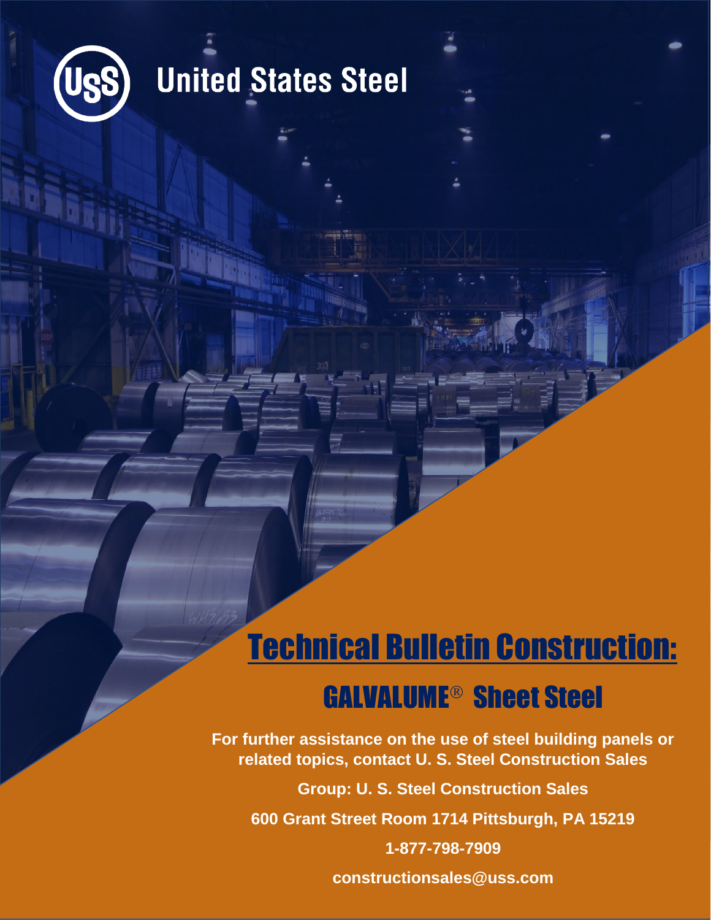United States Steel

# Technical Bulletin Construction:

## GALVALUME® Sheet Steel

**For further assistance on the use of steel building panels or related topics, contact U. S. Steel Construction Sales**

**Group: U. S. Steel Construction Sales**

**600 Grant Street Room 1714 Pittsburgh, PA 15219**

**1-877-798-7909**

**constructionsales@uss.com**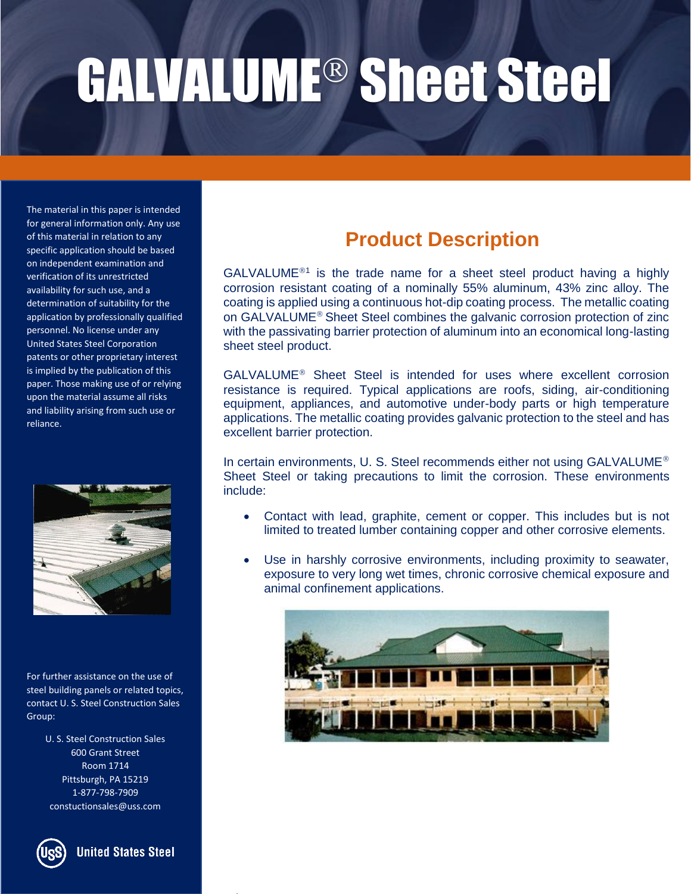# GALVALUME® Sheet Steel

The material in this paper is intended for general information only. Any use of this material in relation to any specific application should be based on independent examination and verification of its unrestricted availability for such use, and a determination of suitability for the application by professionally qualified personnel. No license under any United States Steel Corporation patents or other proprietary interest is implied by the publication of this paper. Those making use of or relying upon the material assume all risks and liability arising from such use or reliance.

For further assistance on the use of steel building panels or related topics, contact U. S. Steel Construction Sales Group:

U. S. Steel Construction Sales
600 Grant Street
Room 1714
Pittsburgh, PA 15219
1-877-798-7909
constuctionsales@uss.com

United States Steel

## Product Description

GALVALUME®[1] is the trade name for a sheet steel product having a highly corrosion resistant coating of a nominally 55% aluminum, 43% zinc alloy. The coating is applied using a continuous hot-dip coating process. The metallic coating on GALVALUME® Sheet Steel combines the galvanic corrosion protection of zinc with the passivating barrier protection of aluminum into an economical long-lasting sheet steel product.

GALVALUME® Sheet Steel is intended for uses where excellent corrosion resistance is required. Typical applications are roofs, siding, air-conditioning equipment, appliances, and automotive under-body parts or high temperature applications. The metallic coating provides galvanic protection to the steel and has excellent barrier protection.

In certain environments, U. S. Steel recommends either not using GALVALUME® Sheet Steel or taking precautions to limit the corrosion. These environments include:

- Contact with lead, graphite, cement or copper. This includes but is not limited to treated lumber containing copper and other corrosive elements.
- Use in harshly corrosive environments, including proximity to seawater, exposure to very long wet times, chronic corrosive chemical exposure and animal confinement applications.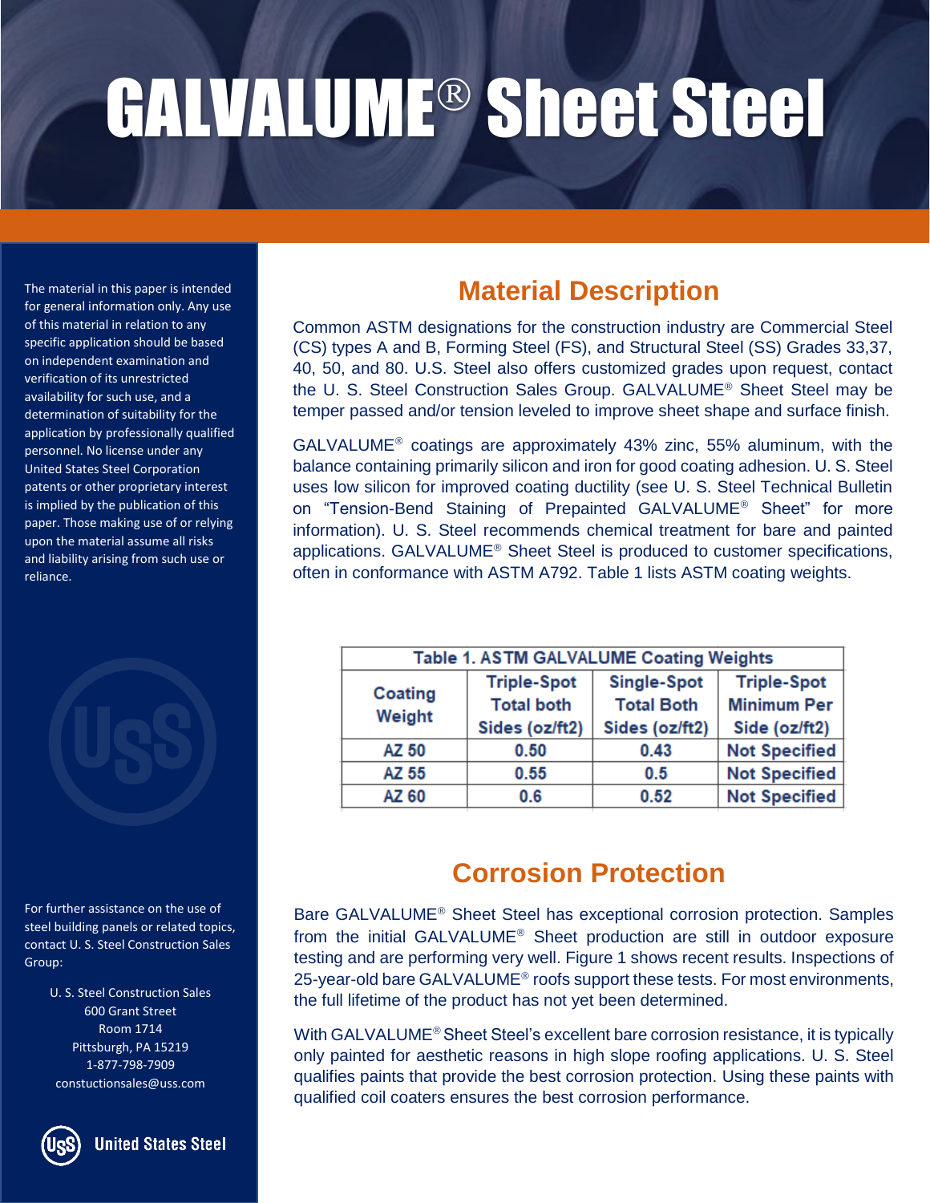# GALVALUME® Sheet Steel

The material in this paper is intended for general information only. Any use of this material in relation to any specific application should be based on independent examination and verification of its unrestricted availability for such use, and a determination of suitability for the application by professionally qualified personnel. No license under any United States Steel Corporation patents or other proprietary interest is implied by the publication of this paper. Those making use of or relying upon the material assume all risks and liability arising from such use or reliance.

## Material Description

Common ASTM designations for the construction industry are Commercial Steel (CS) types A and B, Forming Steel (FS), and Structural Steel (SS) Grades 33,37, 40, 50, and 80. U.S. Steel also offers customized grades upon request, contact the U. S. Steel Construction Sales Group. GALVALUME® Sheet Steel may be temper passed and/or tension leveled to improve sheet shape and surface finish.

GALVALUME® coatings are approximately 43% zinc, 55% aluminum, with the balance containing primarily silicon and iron for good coating adhesion. U. S. Steel uses low silicon for improved coating ductility (see U. S. Steel Technical Bulletin on "Tension-Bend Staining of Prepainted GALVALUME® Sheet" for more information). U. S. Steel recommends chemical treatment for bare and painted applications. GALVALUME® Sheet Steel is produced to customer specifications, often in conformance with ASTM A792. Table 1 lists ASTM coating weights.

**Table 1. ASTM GALVALUME Coating Weights**

| Coating Weight | Triple-Spot Total both Sides (oz/ft2) | Single-Spot Total Both Sides (oz/ft2) | Triple-Spot Minimum Per Side (oz/ft2) |
|---|---|---|---|
| AZ 50 | 0.50 | 0.43 | Not Specified |
| AZ 55 | 0.55 | 0.5 | Not Specified |
| AZ 60 | 0.6 | 0.52 | Not Specified |

## Corrosion Protection

Bare GALVALUME® Sheet Steel has exceptional corrosion protection. Samples from the initial GALVALUME® Sheet production are still in outdoor exposure testing and are performing very well. Figure 1 shows recent results. Inspections of 25-year-old bare GALVALUME® roofs support these tests. For most environments, the full lifetime of the product has not yet been determined.

With GALVALUME® Sheet Steel's excellent bare corrosion resistance, it is typically only painted for aesthetic reasons in high slope roofing applications. U. S. Steel qualifies paints that provide the best corrosion protection. Using these paints with qualified coil coaters ensures the best corrosion performance.

For further assistance on the use of steel building panels or related topics, contact U. S. Steel Construction Sales Group:

U. S. Steel Construction Sales
600 Grant Street
Room 1714
Pittsburgh, PA 15219
1-877-798-7909
constuctionsales@uss.com

United States Steel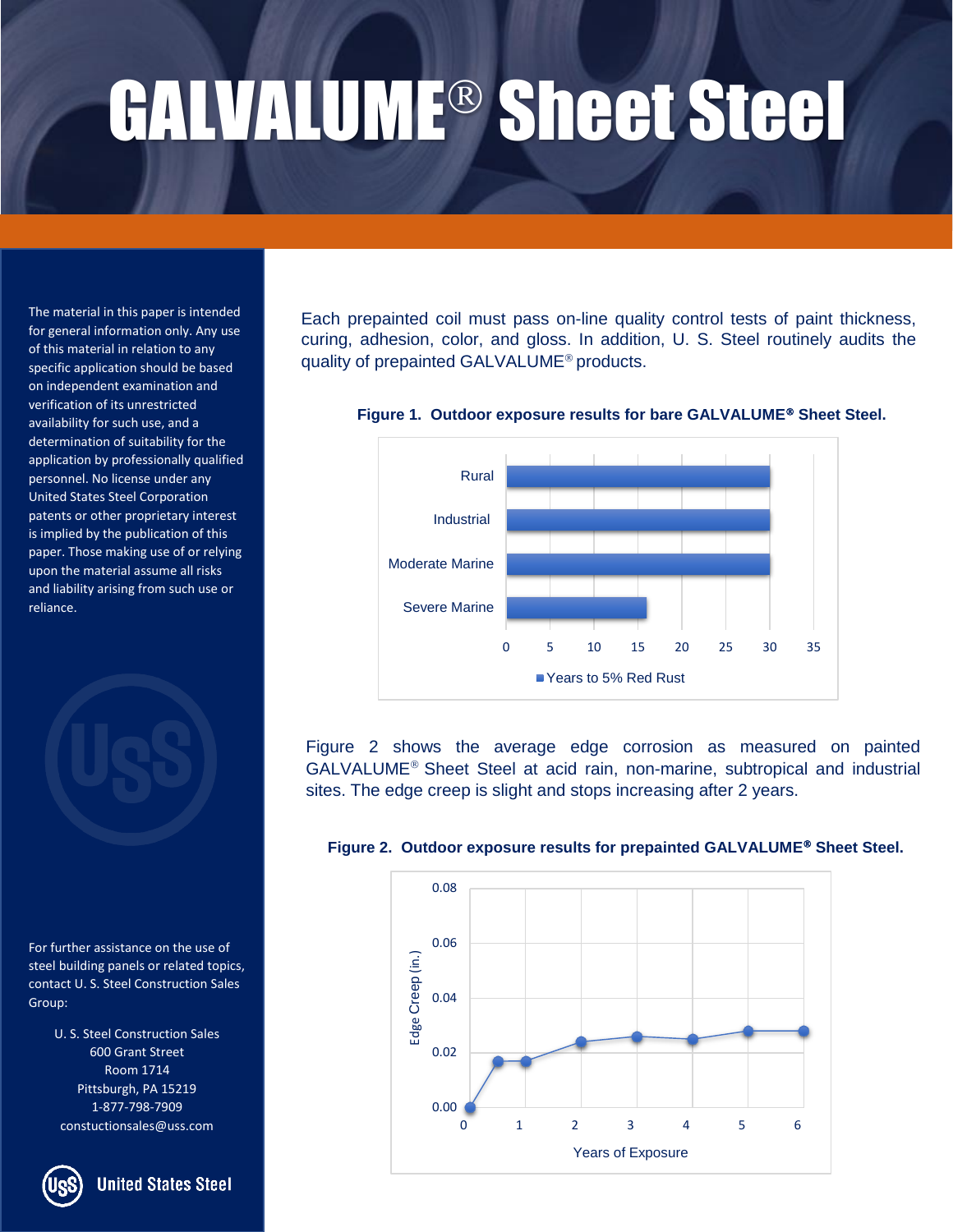# GALVALUME® Sheet Steel

The material in this paper is intended for general information only. Any use of this material in relation to any specific application should be based on independent examination and verification of its unrestricted availability for such use, and a determination of suitability for the application by professionally qualified personnel. No license under any United States Steel Corporation patents or other proprietary interest is implied by the publication of this paper. Those making use of or relying upon the material assume all risks and liability arising from such use or reliance.

For further assistance on the use of steel building panels or related topics, contact U. S. Steel Construction Sales Group:

U. S. Steel Construction Sales
600 Grant Street
Room 1714
Pittsburgh, PA 15219
1-877-798-7909
constuctionsales@uss.com

United States Steel

Each prepainted coil must pass on-line quality control tests of paint thickness, curing, adhesion, color, and gloss. In addition, U. S. Steel routinely audits the quality of prepainted GALVALUME® products.

**Figure 1. Outdoor exposure results for bare GALVALUME® Sheet Steel.**

| Environment | Years to 5% Red Rust |
|---|---|
| Rural | 30 |
| Industrial | 30 |
| Moderate Marine | 30 |
| Severe Marine | 16 |

Figure 2 shows the average edge corrosion as measured on painted GALVALUME® Sheet Steel at acid rain, non-marine, subtropical and industrial sites. The edge creep is slight and stops increasing after 2 years.

**Figure 2. Outdoor exposure results for prepainted GALVALUME® Sheet Steel.**

| Years of Exposure | Edge Creep (in.) |
|---|---|
| 0 | 0.000 |
| 0.5 | 0.017 |
| 1 | 0.017 |
| 2 | 0.024 |
| 3 | 0.026 |
| 4 | 0.025 |
| 5 | 0.028 |
| 6 | 0.028 |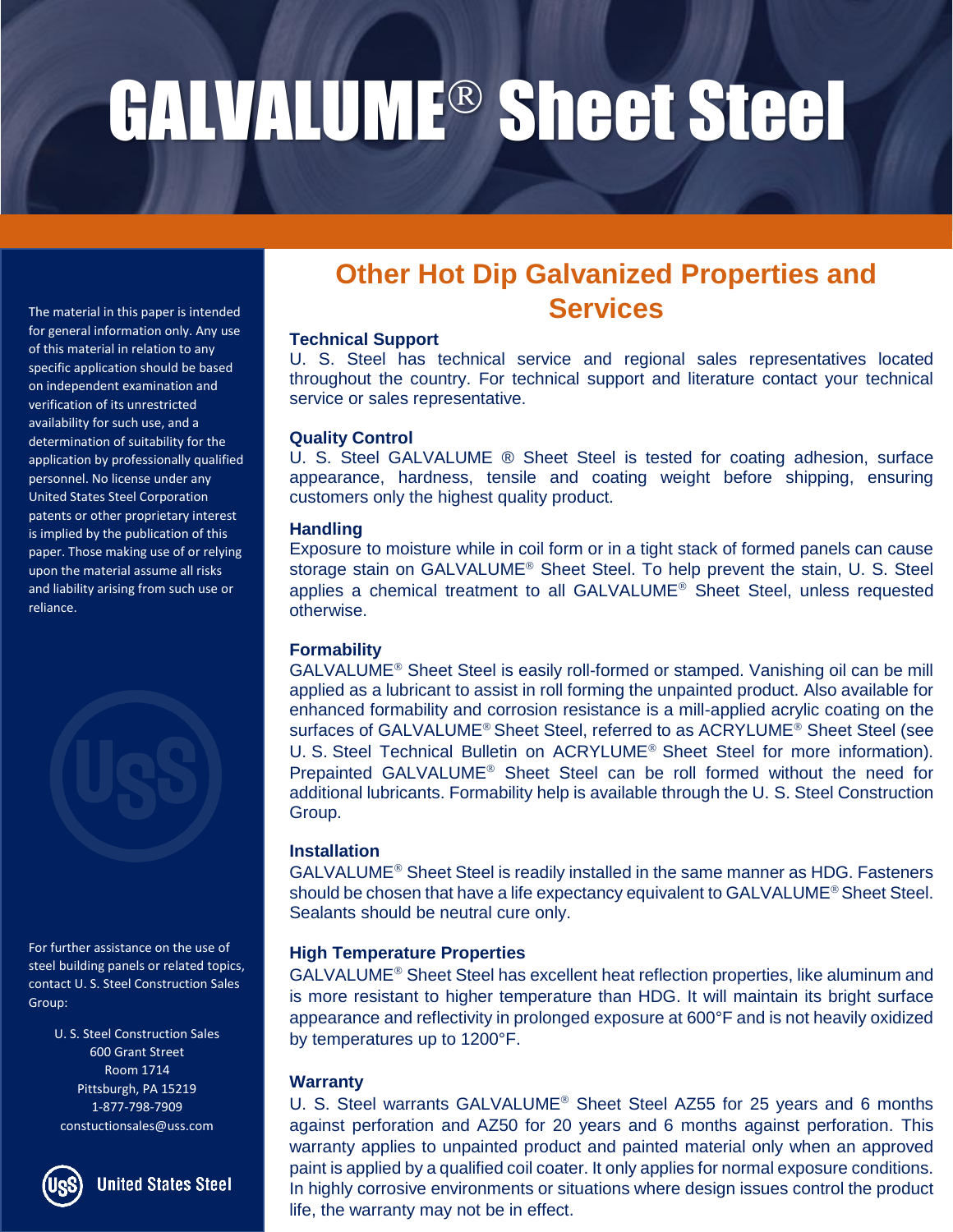# GALVALUME® Sheet Steel

The material in this paper is intended for general information only. Any use of this material in relation to any specific application should be based on independent examination and verification of its unrestricted availability for such use, and a determination of suitability for the application by professionally qualified personnel. No license under any United States Steel Corporation patents or other proprietary interest is implied by the publication of this paper. Those making use of or relying upon the material assume all risks and liability arising from such use or reliance.

For further assistance on the use of steel building panels or related topics, contact U. S. Steel Construction Sales Group:

U. S. Steel Construction Sales
600 Grant Street
Room 1714
Pittsburgh, PA 15219
1-877-798-7909
constuctionsales@uss.com

United States Steel

## Other Hot Dip Galvanized Properties and Services

### Technical Support

U. S. Steel has technical service and regional sales representatives located throughout the country. For technical support and literature contact your technical service or sales representative.

### Quality Control

U. S. Steel GALVALUME ® Sheet Steel is tested for coating adhesion, surface appearance, hardness, tensile and coating weight before shipping, ensuring customers only the highest quality product.

### Handling

Exposure to moisture while in coil form or in a tight stack of formed panels can cause storage stain on GALVALUME® Sheet Steel. To help prevent the stain, U. S. Steel applies a chemical treatment to all GALVALUME® Sheet Steel, unless requested otherwise.

### Formability

GALVALUME® Sheet Steel is easily roll-formed or stamped. Vanishing oil can be mill applied as a lubricant to assist in roll forming the unpainted product. Also available for enhanced formability and corrosion resistance is a mill-applied acrylic coating on the surfaces of GALVALUME® Sheet Steel, referred to as ACRYLUME® Sheet Steel (see U. S. Steel Technical Bulletin on ACRYLUME® Sheet Steel for more information). Prepainted GALVALUME® Sheet Steel can be roll formed without the need for additional lubricants. Formability help is available through the U. S. Steel Construction Group.

### Installation

GALVALUME® Sheet Steel is readily installed in the same manner as HDG. Fasteners should be chosen that have a life expectancy equivalent to GALVALUME® Sheet Steel. Sealants should be neutral cure only.

### High Temperature Properties

GALVALUME® Sheet Steel has excellent heat reflection properties, like aluminum and is more resistant to higher temperature than HDG. It will maintain its bright surface appearance and reflectivity in prolonged exposure at 600°F and is not heavily oxidized by temperatures up to 1200°F.

### Warranty

U. S. Steel warrants GALVALUME® Sheet Steel AZ55 for 25 years and 6 months against perforation and AZ50 for 20 years and 6 months against perforation. This warranty applies to unpainted product and painted material only when an approved paint is applied by a qualified coil coater. It only applies for normal exposure conditions. In highly corrosive environments or situations where design issues control the product life, the warranty may not be in effect.